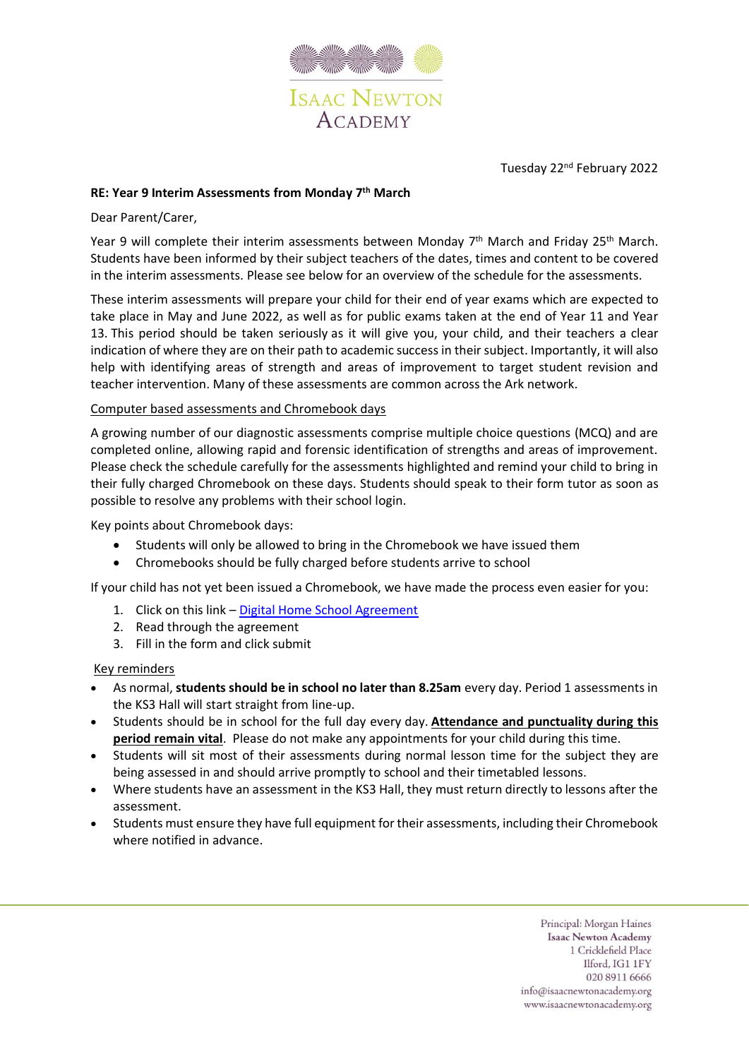Isaac Newton Academy

Tuesday 22nd February 2022

**RE: Year 9 Interim Assessments from Monday 7th March**

Dear Parent/Carer,

Year 9 will complete their interim assessments between Monday 7th March and Friday 25th March. Students have been informed by their subject teachers of the dates, times and content to be covered in the interim assessments. Please see below for an overview of the schedule for the assessments.

These interim assessments will prepare your child for their end of year exams which are expected to take place in May and June 2022, as well as for public exams taken at the end of Year 11 and Year 13. This period should be taken seriously as it will give you, your child, and their teachers a clear indication of where they are on their path to academic success in their subject. Importantly, it will also help with identifying areas of strength and areas of improvement to target student revision and teacher intervention. Many of these assessments are common across the Ark network.

<u>Computer based assessments and Chromebook days</u>

A growing number of our diagnostic assessments comprise multiple choice questions (MCQ) and are completed online, allowing rapid and forensic identification of strengths and areas of improvement. Please check the schedule carefully for the assessments highlighted and remind your child to bring in their fully charged Chromebook on these days. Students should speak to their form tutor as soon as possible to resolve any problems with their school login.

Key points about Chromebook days:

- Students will only be allowed to bring in the Chromebook we have issued them
- Chromebooks should be fully charged before students arrive to school

If your child has not yet been issued a Chromebook, we have made the process even easier for you:

1. Click on this link – Digital Home School Agreement
2. Read through the agreement
3. Fill in the form and click submit

<u>Key reminders</u>

- As normal, **students should be in school no later than 8.25am** every day. Period 1 assessments in the KS3 Hall will start straight from line-up.
- Students should be in school for the full day every day. **<u>Attendance and punctuality during this period remain vital</u>**. Please do not make any appointments for your child during this time.
- Students will sit most of their assessments during normal lesson time for the subject they are being assessed in and should arrive promptly to school and their timetabled lessons.
- Where students have an assessment in the KS3 Hall, they must return directly to lessons after the assessment.
- Students must ensure they have full equipment for their assessments, including their Chromebook where notified in advance.

Principal: Morgan Haines
Isaac Newton Academy
1 Cricklefield Place
Ilford, IG1 1FY
020 8911 6666
info@isaacnewtonacademy.org
www.isaacnewtonacademy.org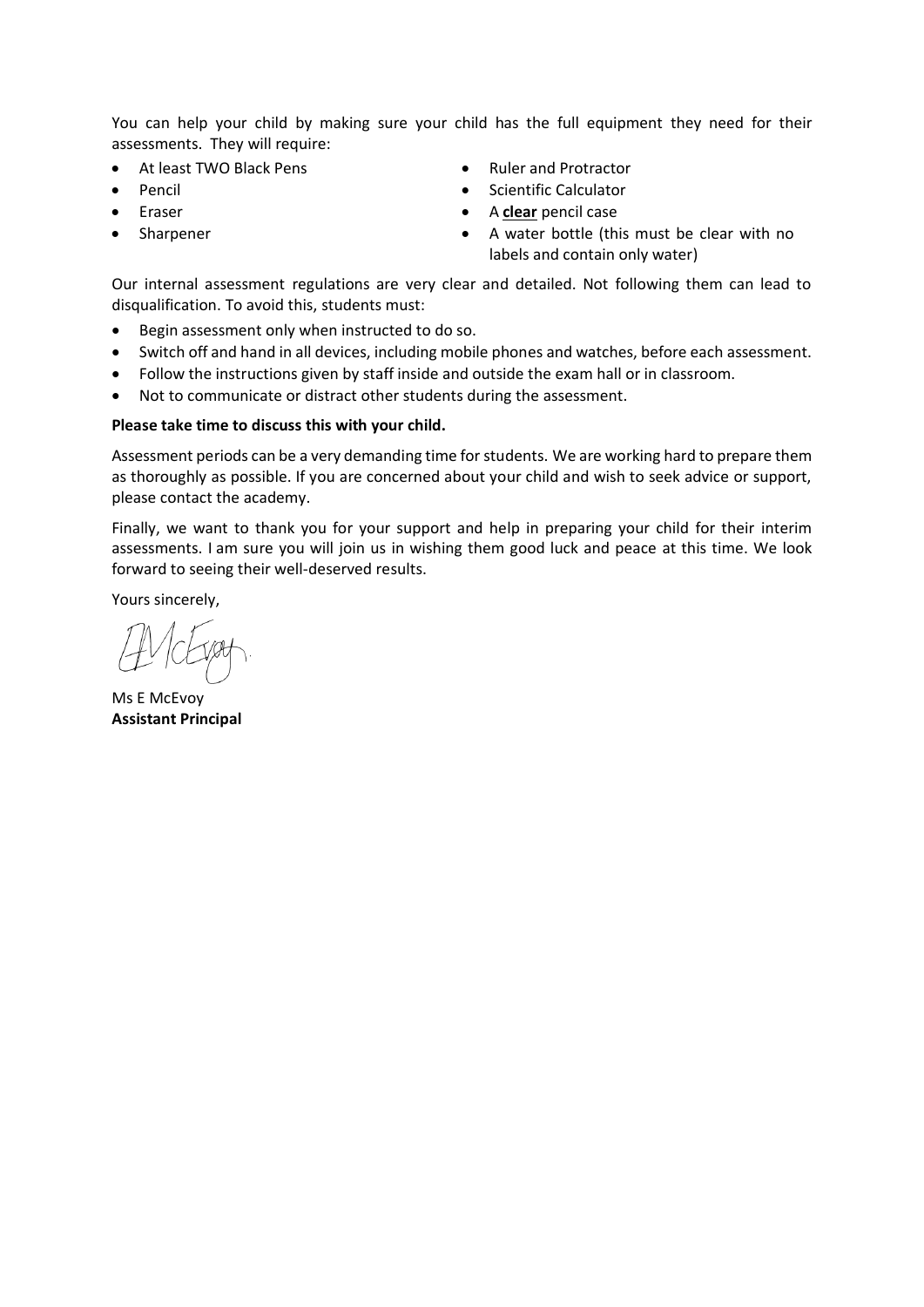You can help your child by making sure your child has the full equipment they need for their assessments. They will require:

- At least TWO Black Pens
- Pencil
- Eraser
- Sharpener
- Ruler and Protractor
- Scientific Calculator
- A **clear** pencil case
- A water bottle (this must be clear with no labels and contain only water)

Our internal assessment regulations are very clear and detailed. Not following them can lead to disqualification. To avoid this, students must:

- Begin assessment only when instructed to do so.
- Switch off and hand in all devices, including mobile phones and watches, before each assessment.
- Follow the instructions given by staff inside and outside the exam hall or in classroom.
- Not to communicate or distract other students during the assessment.

**Please take time to discuss this with your child.**

Assessment periods can be a very demanding time for students. We are working hard to prepare them as thoroughly as possible. If you are concerned about your child and wish to seek advice or support, please contact the academy.

Finally, we want to thank you for your support and help in preparing your child for their interim assessments. I am sure you will join us in wishing them good luck and peace at this time. We look forward to seeing their well-deserved results.

Yours sincerely,

Ms E McEvoy
**Assistant Principal**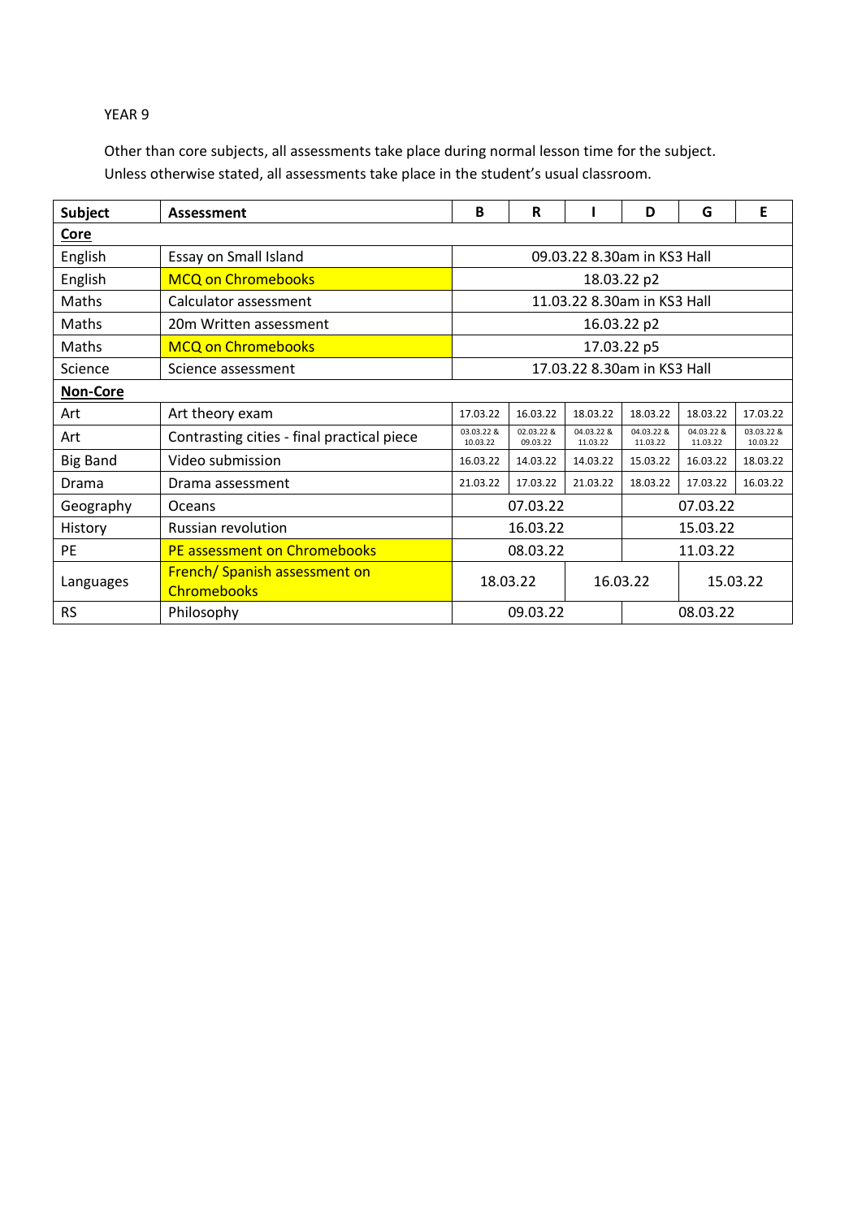YEAR 9

Other than core subjects, all assessments take place during normal lesson time for the subject.
Unless otherwise stated, all assessments take place in the student's usual classroom.

| Subject | Assessment | B | R | I | D | G | E |
|---|---|---|---|---|---|---|---|
| **Core** | | | | | | | |
| English | Essay on Small Island | 09.03.22 8.30am in KS3 Hall | | | | | |
| English | MCQ on Chromebooks | 18.03.22 p2 | | | | | |
| Maths | Calculator assessment | 11.03.22 8.30am in KS3 Hall | | | | | |
| Maths | 20m Written assessment | 16.03.22 p2 | | | | | |
| Maths | MCQ on Chromebooks | 17.03.22 p5 | | | | | |
| Science | Science assessment | 17.03.22 8.30am in KS3 Hall | | | | | |
| **Non-Core** | | | | | | | |
| Art | Art theory exam | 17.03.22 | 16.03.22 | 18.03.22 | 18.03.22 | 18.03.22 | 17.03.22 |
| Art | Contrasting cities - final practical piece | 03.03.22 & 10.03.22 | 02.03.22 & 09.03.22 | 04.03.22 & 11.03.22 | 04.03.22 & 11.03.22 | 04.03.22 & 11.03.22 | 03.03.22 & 10.03.22 |
| Big Band | Video submission | 16.03.22 | 14.03.22 | 14.03.22 | 15.03.22 | 16.03.22 | 18.03.22 |
| Drama | Drama assessment | 21.03.22 | 17.03.22 | 21.03.22 | 18.03.22 | 17.03.22 | 16.03.22 |
| Geography | Oceans | 07.03.22 | | | 07.03.22 | | |
| History | Russian revolution | 16.03.22 | | | 15.03.22 | | |
| PE | PE assessment on Chromebooks | 08.03.22 | | | 11.03.22 | | |
| Languages | French/ Spanish assessment on Chromebooks | 18.03.22 | | 16.03.22 | | 15.03.22 | |
| RS | Philosophy | 09.03.22 | | | 08.03.22 | | |